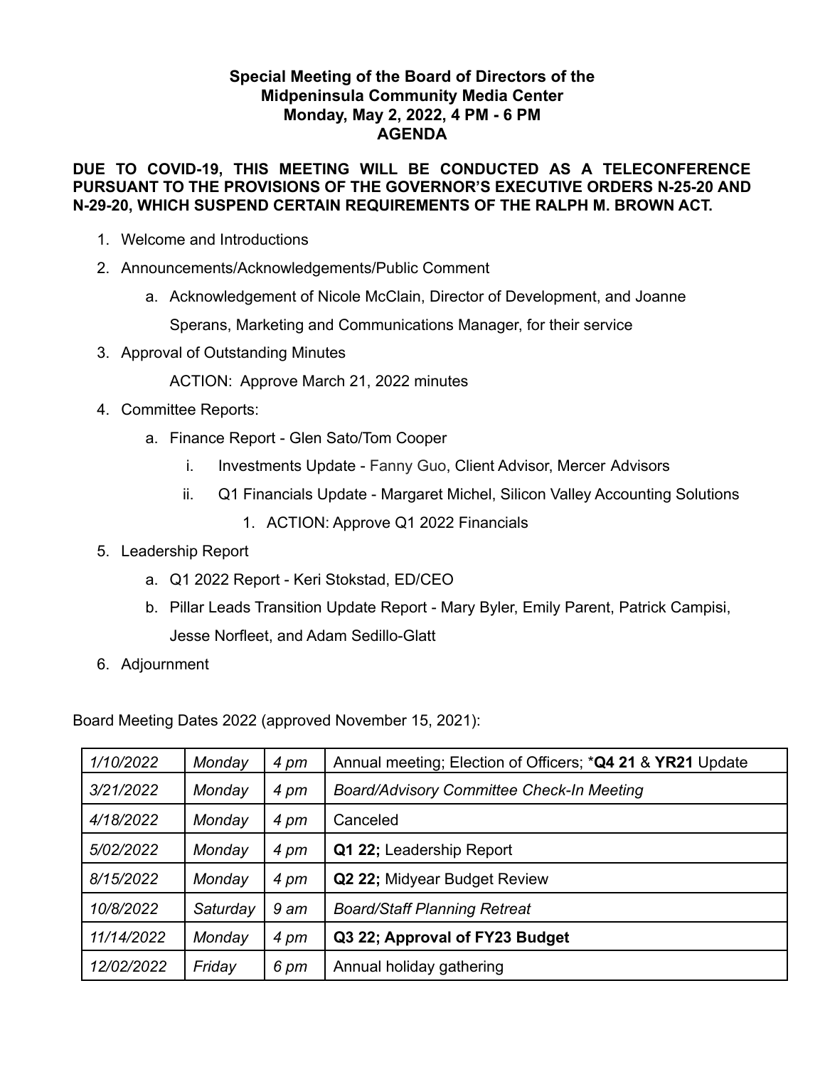**Special Meeting of the Board of Directors of the**
**Midpeninsula Community Media Center**
**Monday, May 2, 2022, 4 PM - 6 PM**
**AGENDA**

**DUE TO COVID-19, THIS MEETING WILL BE CONDUCTED AS A TELECONFERENCE PURSUANT TO THE PROVISIONS OF THE GOVERNOR'S EXECUTIVE ORDERS N-25-20 AND N-29-20, WHICH SUSPEND CERTAIN REQUIREMENTS OF THE RALPH M. BROWN ACT.**

1. Welcome and Introductions
2. Announcements/Acknowledgements/Public Comment
   a. Acknowledgement of Nicole McClain, Director of Development, and Joanne Sperans, Marketing and Communications Manager, for their service
3. Approval of Outstanding Minutes

   ACTION: Approve March 21, 2022 minutes
4. Committee Reports:
   a. Finance Report - Glen Sato/Tom Cooper
      i. Investments Update - Fanny Guo, Client Advisor, Mercer Advisors
      ii. Q1 Financials Update - Margaret Michel, Silicon Valley Accounting Solutions
         1. ACTION: Approve Q1 2022 Financials
5. Leadership Report
   a. Q1 2022 Report - Keri Stokstad, ED/CEO
   b. Pillar Leads Transition Update Report - Mary Byler, Emily Parent, Patrick Campisi, Jesse Norfleet, and Adam Sedillo-Glatt
6. Adjournment

Board Meeting Dates 2022 (approved November 15, 2021):

| | | | |
|---|---|---|---|
| *1/10/2022* | *Monday* | *4 pm* | Annual meeting; Election of Officers; \***Q4 21** & **YR21** Update |
| *3/21/2022* | *Monday* | *4 pm* | *Board/Advisory Committee Check-In Meeting* |
| *4/18/2022* | *Monday* | *4 pm* | Canceled |
| *5/02/2022* | *Monday* | *4 pm* | **Q1 22;** Leadership Report |
| *8/15/2022* | *Monday* | *4 pm* | **Q2 22;** Midyear Budget Review |
| *10/8/2022* | *Saturday* | *9 am* | *Board/Staff Planning Retreat* |
| *11/14/2022* | *Monday* | *4 pm* | **Q3 22; Approval of FY23 Budget** |
| *12/02/2022* | *Friday* | *6 pm* | Annual holiday gathering |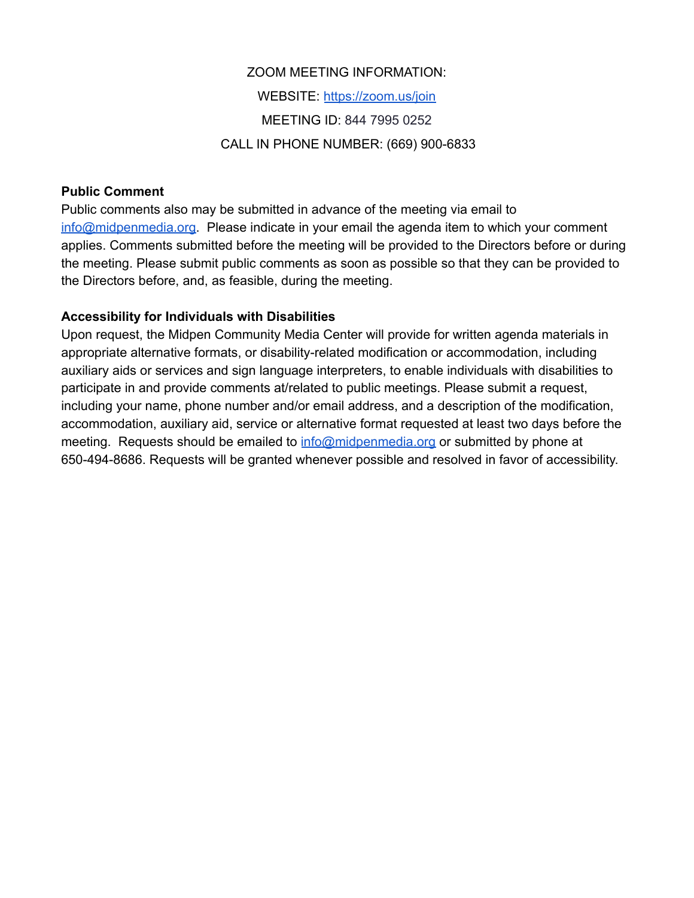ZOOM MEETING INFORMATION:

WEBSITE: https://zoom.us/join

MEETING ID: 844 7995 0252

CALL IN PHONE NUMBER: (669) 900-6833

**Public Comment**

Public comments also may be submitted in advance of the meeting via email to info@midpenmedia.org. Please indicate in your email the agenda item to which your comment applies. Comments submitted before the meeting will be provided to the Directors before or during the meeting. Please submit public comments as soon as possible so that they can be provided to the Directors before, and, as feasible, during the meeting.

**Accessibility for Individuals with Disabilities**

Upon request, the Midpen Community Media Center will provide for written agenda materials in appropriate alternative formats, or disability-related modification or accommodation, including auxiliary aids or services and sign language interpreters, to enable individuals with disabilities to participate in and provide comments at/related to public meetings. Please submit a request, including your name, phone number and/or email address, and a description of the modification, accommodation, auxiliary aid, service or alternative format requested at least two days before the meeting. Requests should be emailed to info@midpenmedia.org or submitted by phone at 650-494-8686. Requests will be granted whenever possible and resolved in favor of accessibility.